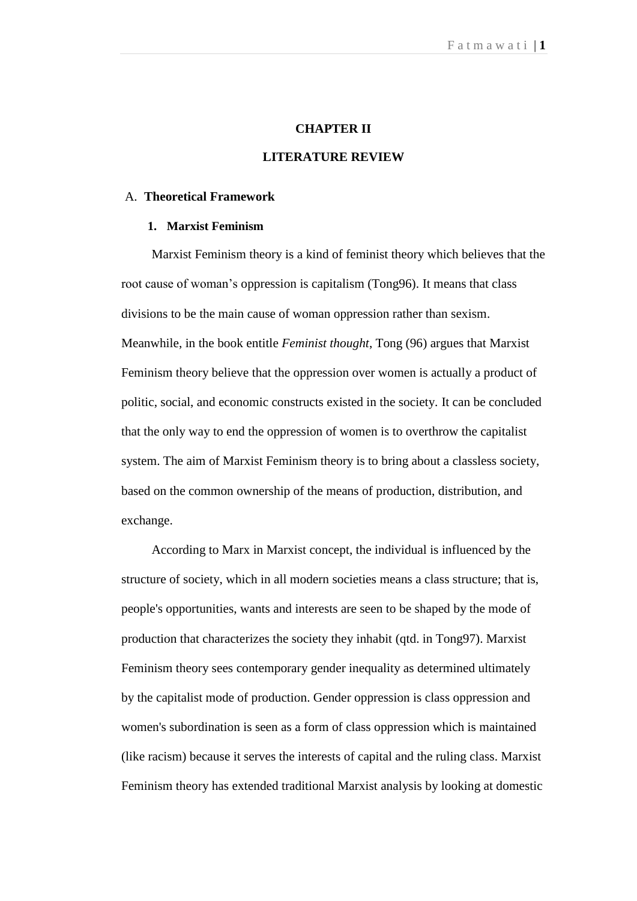# CHAPTER II

# LITERATURE REVIEW

## A. Theoretical Framework

### 1. Marxist Feminism

Marxist Feminism theory is a kind of feminist theory which believes that the root cause of woman's oppression is capitalism (Tong96). It means that class divisions to be the main cause of woman oppression rather than sexism. Meanwhile, in the book entitle *Feminist thought*, Tong (96) argues that Marxist Feminism theory believe that the oppression over women is actually a product of politic, social, and economic constructs existed in the society. It can be concluded that the only way to end the oppression of women is to overthrow the capitalist system. The aim of Marxist Feminism theory is to bring about a classless society, based on the common ownership of the means of production, distribution, and exchange.

According to Marx in Marxist concept, the individual is influenced by the structure of society, which in all modern societies means a class structure; that is, people's opportunities, wants and interests are seen to be shaped by the mode of production that characterizes the society they inhabit (qtd. in Tong97). Marxist Feminism theory sees contemporary gender inequality as determined ultimately by the capitalist mode of production. Gender oppression is class oppression and women's subordination is seen as a form of class oppression which is maintained (like racism) because it serves the interests of capital and the ruling class. Marxist Feminism theory has extended traditional Marxist analysis by looking at domestic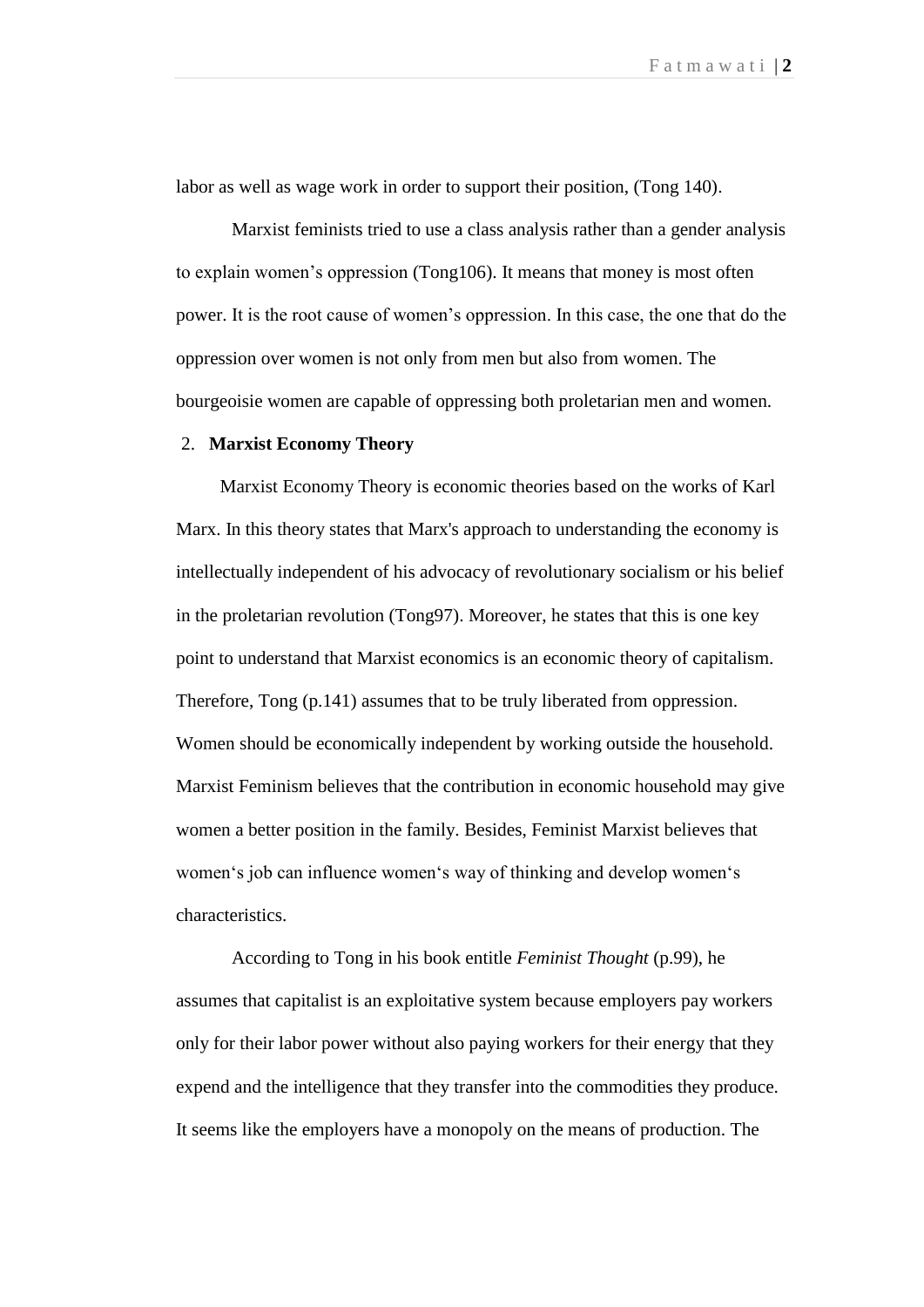labor as well as wage work in order to support their position, (Tong 140).

Marxist feminists tried to use a class analysis rather than a gender analysis to explain women's oppression (Tong106). It means that money is most often power. It is the root cause of women's oppression. In this case, the one that do the oppression over women is not only from men but also from women. The bourgeoisie women are capable of oppressing both proletarian men and women.

2. **Marxist Economy Theory**

Marxist Economy Theory is economic theories based on the works of Karl Marx. In this theory states that Marx's approach to understanding the economy is intellectually independent of his advocacy of revolutionary socialism or his belief in the proletarian revolution (Tong97). Moreover, he states that this is one key point to understand that Marxist economics is an economic theory of capitalism. Therefore, Tong (p.141) assumes that to be truly liberated from oppression. Women should be economically independent by working outside the household. Marxist Feminism believes that the contribution in economic household may give women a better position in the family. Besides, Feminist Marxist believes that women's job can influence women's way of thinking and develop women's characteristics.

According to Tong in his book entitle *Feminist Thought* (p.99), he assumes that capitalist is an exploitative system because employers pay workers only for their labor power without also paying workers for their energy that they expend and the intelligence that they transfer into the commodities they produce. It seems like the employers have a monopoly on the means of production. The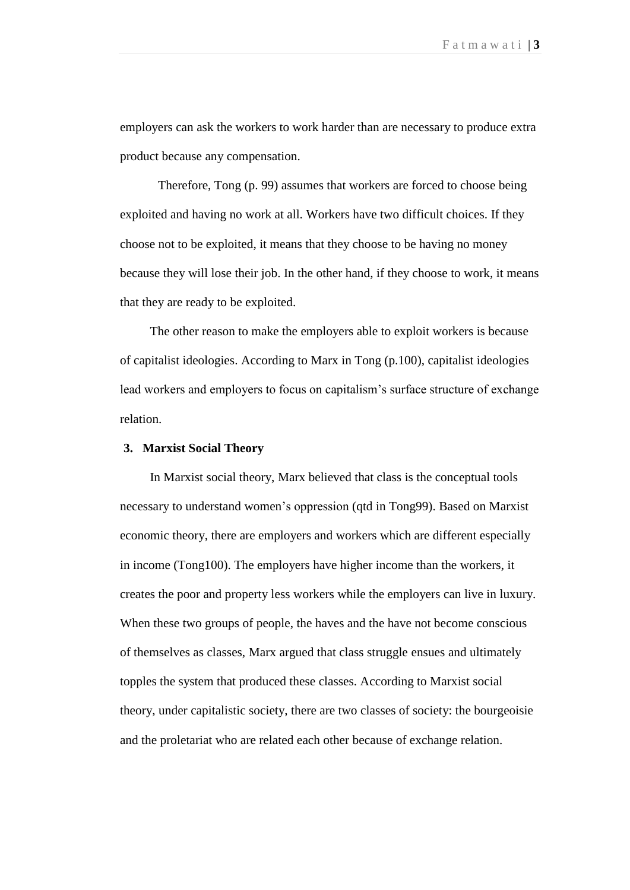employers can ask the workers to work harder than are necessary to produce extra product because any compensation.

Therefore, Tong (p. 99) assumes that workers are forced to choose being exploited and having no work at all. Workers have two difficult choices. If they choose not to be exploited, it means that they choose to be having no money because they will lose their job. In the other hand, if they choose to work, it means that they are ready to be exploited.

The other reason to make the employers able to exploit workers is because of capitalist ideologies. According to Marx in Tong (p.100), capitalist ideologies lead workers and employers to focus on capitalism's surface structure of exchange relation.

### 3. Marxist Social Theory

In Marxist social theory, Marx believed that class is the conceptual tools necessary to understand women's oppression (qtd in Tong99). Based on Marxist economic theory, there are employers and workers which are different especially in income (Tong100). The employers have higher income than the workers, it creates the poor and property less workers while the employers can live in luxury. When these two groups of people, the haves and the have not become conscious of themselves as classes, Marx argued that class struggle ensues and ultimately topples the system that produced these classes. According to Marxist social theory, under capitalistic society, there are two classes of society: the bourgeoisie and the proletariat who are related each other because of exchange relation.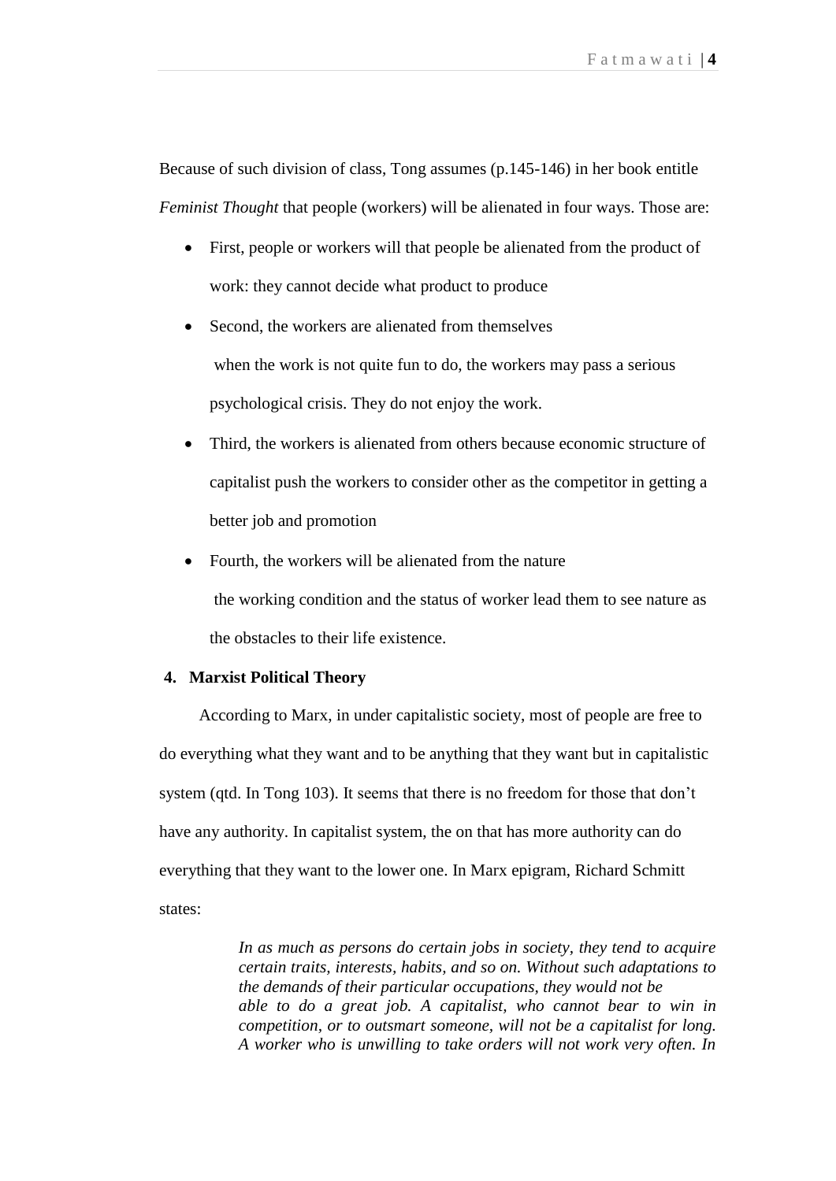Because of such division of class, Tong assumes (p.145-146) in her book entitle *Feminist Thought* that people (workers) will be alienated in four ways. Those are:

- First, people or workers will that people be alienated from the product of work: they cannot decide what product to produce
- Second, the workers are alienated from themselves
  when the work is not quite fun to do, the workers may pass a serious psychological crisis. They do not enjoy the work.
- Third, the workers is alienated from others because economic structure of capitalist push the workers to consider other as the competitor in getting a better job and promotion
- Fourth, the workers will be alienated from the nature
  the working condition and the status of worker lead them to see nature as the obstacles to their life existence.

## 4. Marxist Political Theory

According to Marx, in under capitalistic society, most of people are free to do everything what they want and to be anything that they want but in capitalistic system (qtd. In Tong 103). It seems that there is no freedom for those that don't have any authority. In capitalist system, the on that has more authority can do everything that they want to the lower one. In Marx epigram, Richard Schmitt states:

> *In as much as persons do certain jobs in society, they tend to acquire certain traits, interests, habits, and so on. Without such adaptations to the demands of their particular occupations, they would not be able to do a great job. A capitalist, who cannot bear to win in competition, or to outsmart someone, will not be a capitalist for long. A worker who is unwilling to take orders will not work very often. In*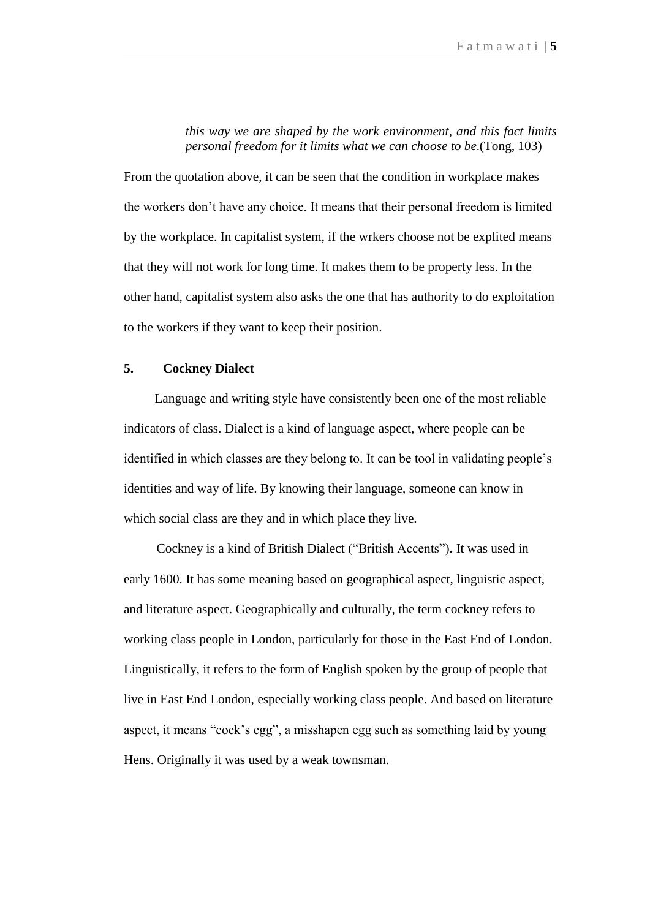> *this way we are shaped by the work environment, and this fact limits personal freedom for it limits what we can choose to be*.(Tong, 103)

From the quotation above, it can be seen that the condition in workplace makes the workers don't have any choice. It means that their personal freedom is limited by the workplace. In capitalist system, if the wrkers choose not be explited means that they will not work for long time. It makes them to be property less. In the other hand, capitalist system also asks the one that has authority to do exploitation to the workers if they want to keep their position.

### 5. Cockney Dialect

Language and writing style have consistently been one of the most reliable indicators of class. Dialect is a kind of language aspect, where people can be identified in which classes are they belong to. It can be tool in validating people's identities and way of life. By knowing their language, someone can know in which social class are they and in which place they live.

Cockney is a kind of British Dialect ("British Accents")**.** It was used in early 1600. It has some meaning based on geographical aspect, linguistic aspect, and literature aspect. Geographically and culturally, the term cockney refers to working class people in London, particularly for those in the East End of London. Linguistically, it refers to the form of English spoken by the group of people that live in East End London, especially working class people. And based on literature aspect, it means "cock's egg", a misshapen egg such as something laid by young Hens. Originally it was used by a weak townsman.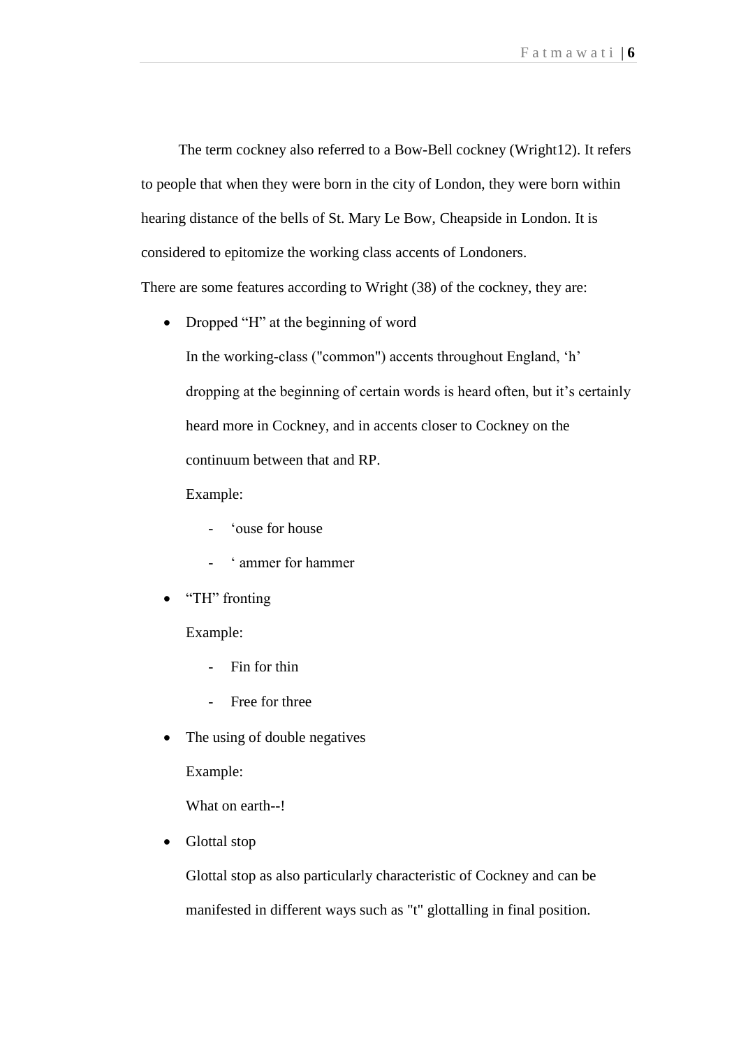The term cockney also referred to a Bow-Bell cockney (Wright12). It refers to people that when they were born in the city of London, they were born within hearing distance of the bells of St. Mary Le Bow, Cheapside in London. It is considered to epitomize the working class accents of Londoners.

There are some features according to Wright (38) of the cockney, they are:

- Dropped "H" at the beginning of word

  In the working-class ("common") accents throughout England, 'h' dropping at the beginning of certain words is heard often, but it's certainly heard more in Cockney, and in accents closer to Cockney on the continuum between that and RP.

  Example:

  - 'ouse for house
  - ' ammer for hammer

- "TH" fronting

  Example:

  - Fin for thin
  - Free for three

- The using of double negatives

  Example:

  What on earth--!

- Glottal stop

  Glottal stop as also particularly characteristic of Cockney and can be manifested in different ways such as "t" glottalling in final position.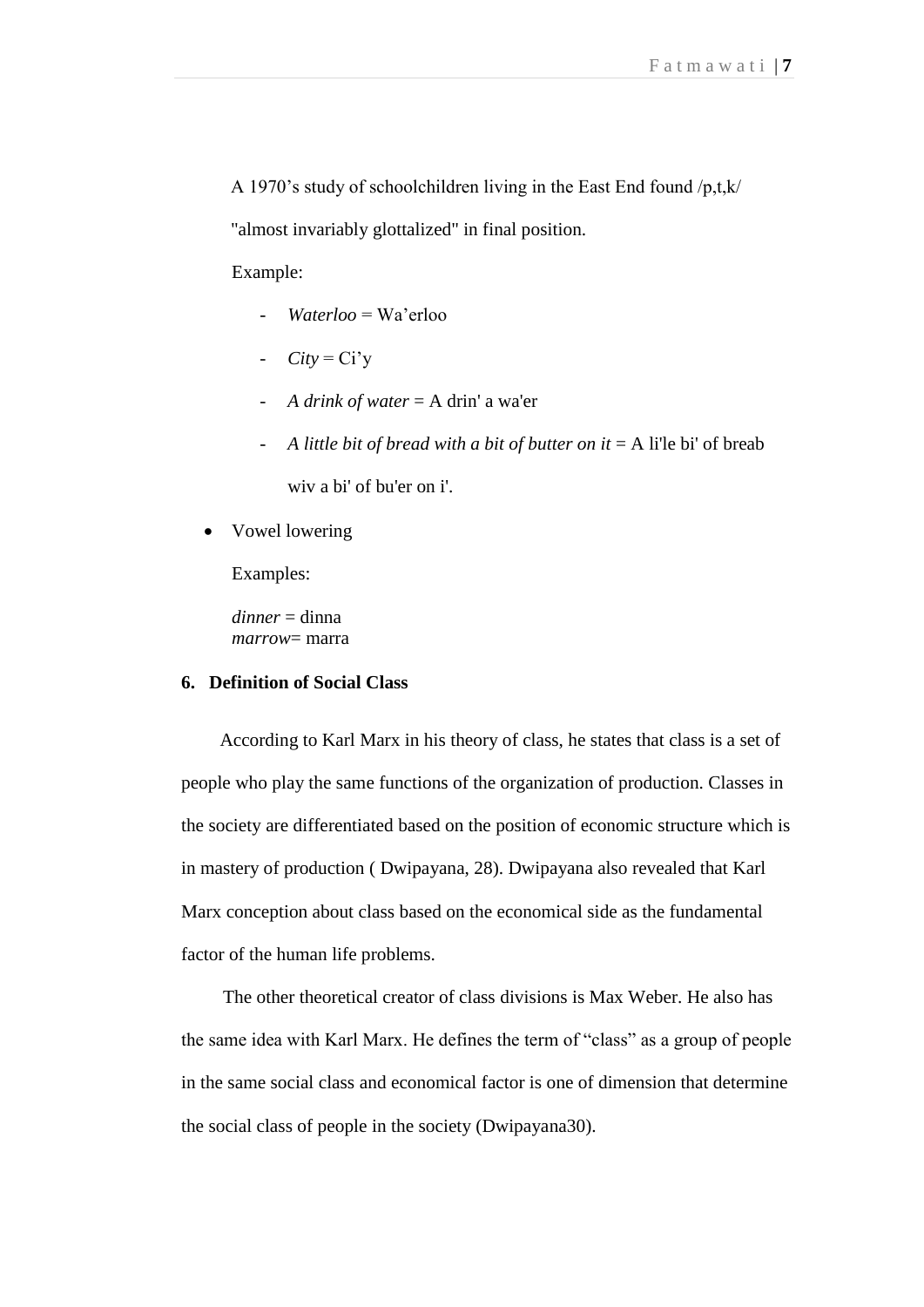A 1970's study of schoolchildren living in the East End found /p,t,k/ "almost invariably glottalized" in final position.

Example:

- *Waterloo* = Wa'erloo
- *City* = Ci'y
- *A drink of water* = A drin' a wa'er
- *A little bit of bread with a bit of butter on it* = A li'le bi' of breab wiv a bi' of bu'er on i'.

- Vowel lowering

  Examples:

  *dinner* = dinna
  *marrow*= marra

**6. Definition of Social Class**

According to Karl Marx in his theory of class, he states that class is a set of people who play the same functions of the organization of production. Classes in the society are differentiated based on the position of economic structure which is in mastery of production ( Dwipayana, 28). Dwipayana also revealed that Karl Marx conception about class based on the economical side as the fundamental factor of the human life problems.

The other theoretical creator of class divisions is Max Weber. He also has the same idea with Karl Marx. He defines the term of "class" as a group of people in the same social class and economical factor is one of dimension that determine the social class of people in the society (Dwipayana30).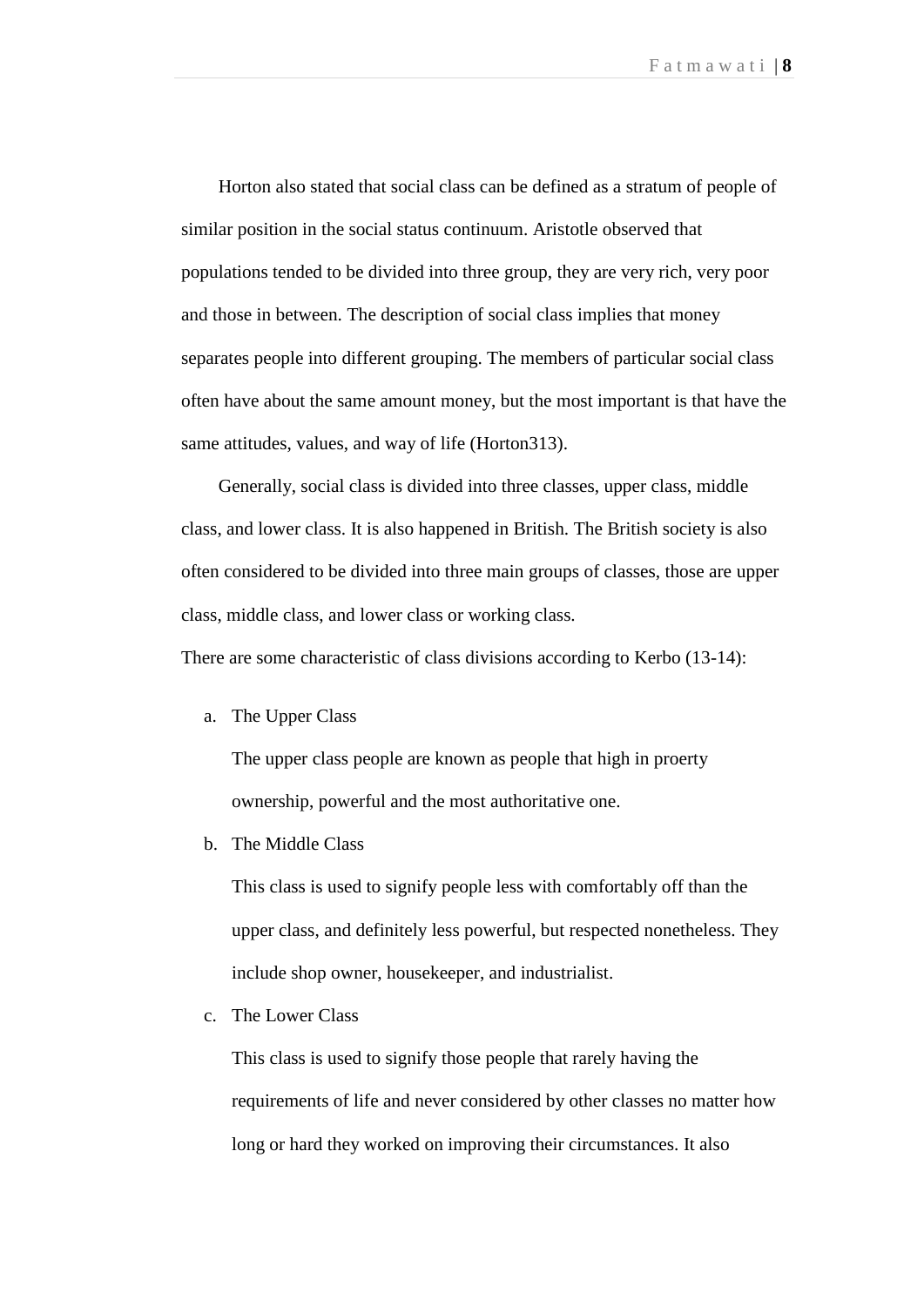Horton also stated that social class can be defined as a stratum of people of similar position in the social status continuum. Aristotle observed that populations tended to be divided into three group, they are very rich, very poor and those in between. The description of social class implies that money separates people into different grouping. The members of particular social class often have about the same amount money, but the most important is that have the same attitudes, values, and way of life (Horton313).

Generally, social class is divided into three classes, upper class, middle class, and lower class. It is also happened in British. The British society is also often considered to be divided into three main groups of classes, those are upper class, middle class, and lower class or working class.

There are some characteristic of class divisions according to Kerbo (13-14):

a. The Upper Class

   The upper class people are known as people that high in proerty ownership, powerful and the most authoritative one.

b. The Middle Class

   This class is used to signify people less with comfortably off than the upper class, and definitely less powerful, but respected nonetheless. They include shop owner, housekeeper, and industrialist.

c. The Lower Class

   This class is used to signify those people that rarely having the requirements of life and never considered by other classes no matter how long or hard they worked on improving their circumstances. It also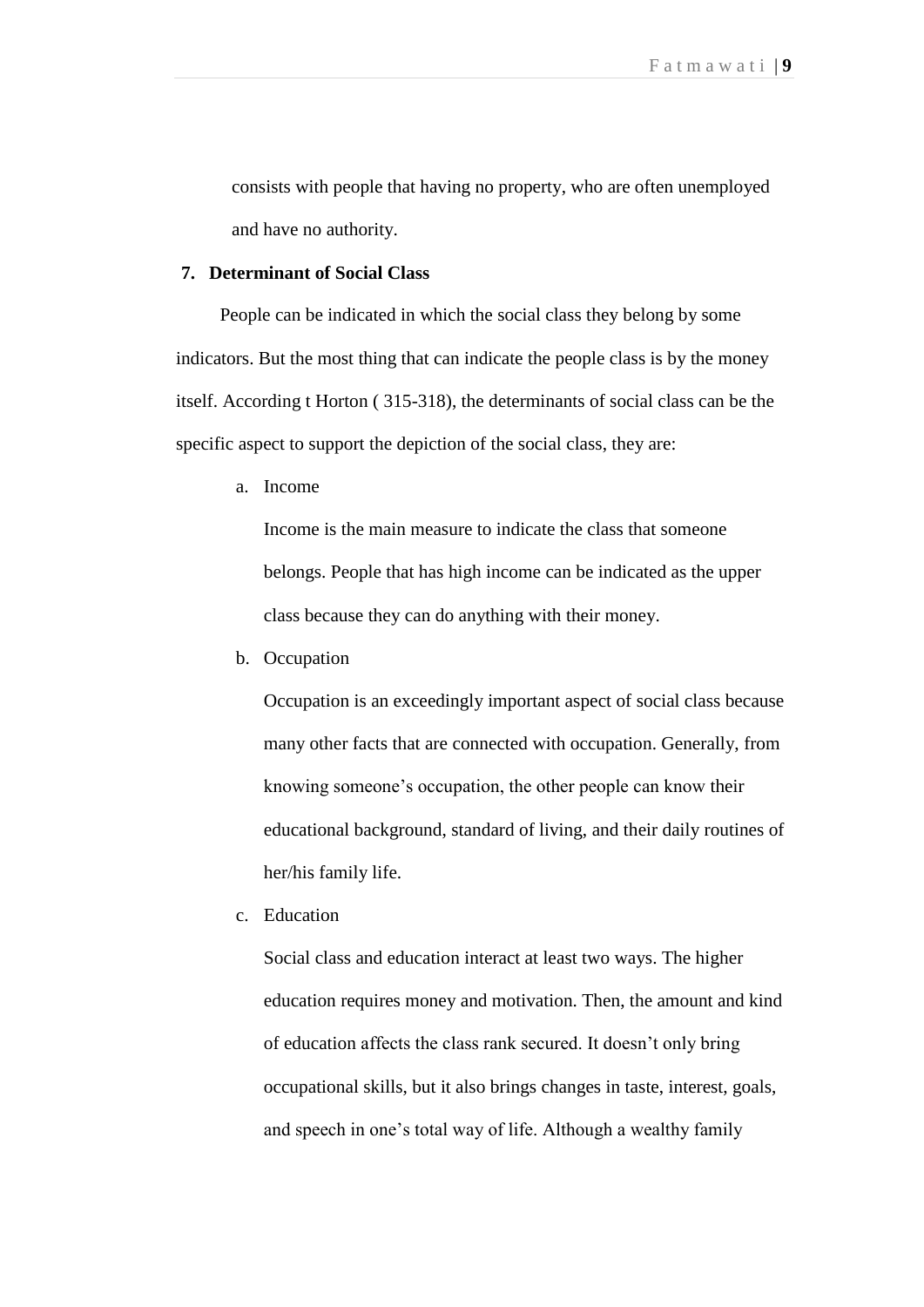consists with people that having no property, who are often unemployed and have no authority.

### 7. Determinant of Social Class

People can be indicated in which the social class they belong by some indicators. But the most thing that can indicate the people class is by the money itself. According t Horton ( 315-318), the determinants of social class can be the specific aspect to support the depiction of the social class, they are:

a. Income

   Income is the main measure to indicate the class that someone belongs. People that has high income can be indicated as the upper class because they can do anything with their money.

b. Occupation

   Occupation is an exceedingly important aspect of social class because many other facts that are connected with occupation. Generally, from knowing someone's occupation, the other people can know their educational background, standard of living, and their daily routines of her/his family life.

c. Education

   Social class and education interact at least two ways. The higher education requires money and motivation. Then, the amount and kind of education affects the class rank secured. It doesn't only bring occupational skills, but it also brings changes in taste, interest, goals, and speech in one's total way of life. Although a wealthy family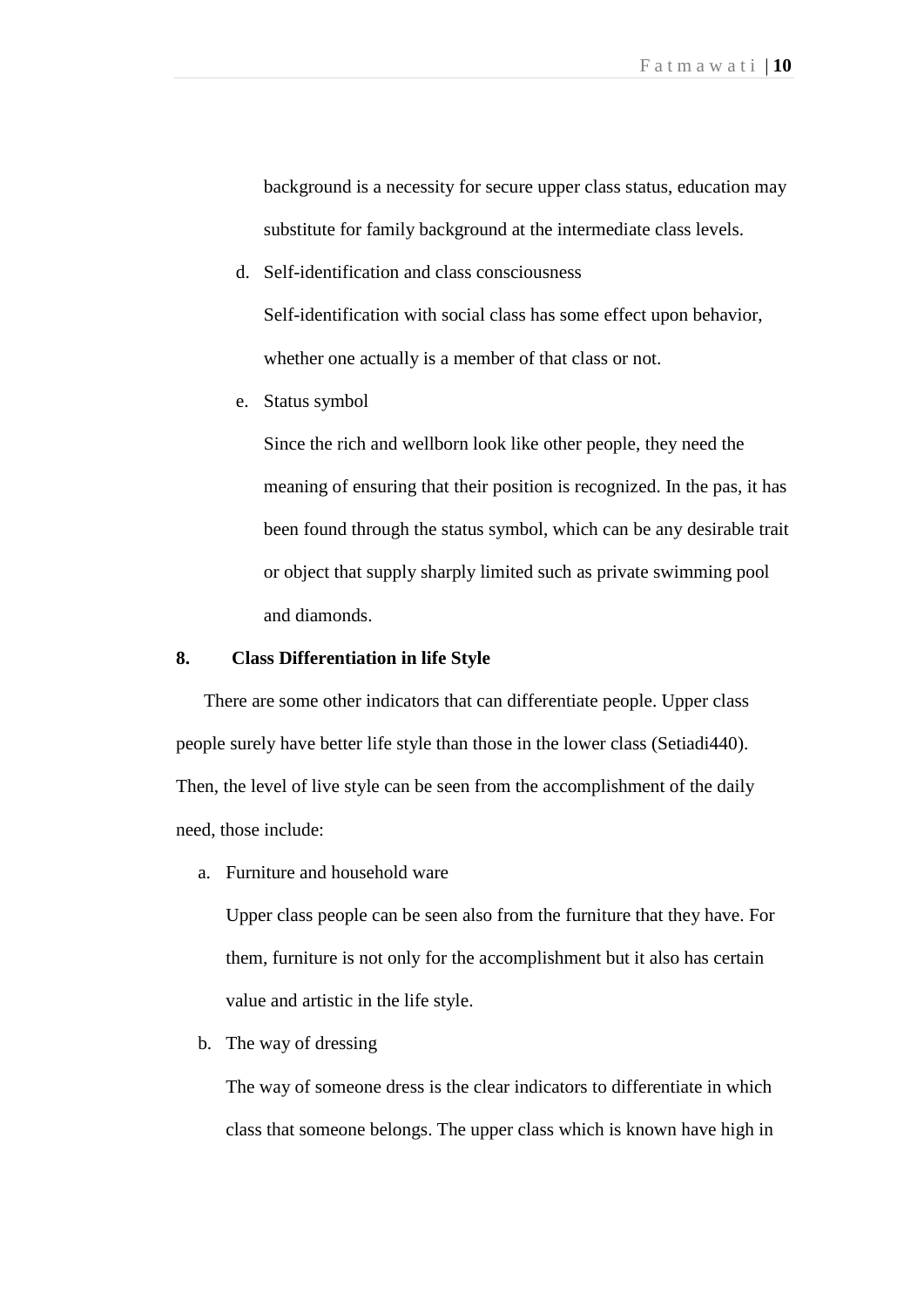background is a necessity for secure upper class status, education may substitute for family background at the intermediate class levels.

d. Self-identification and class consciousness

   Self-identification with social class has some effect upon behavior, whether one actually is a member of that class or not.

e. Status symbol

   Since the rich and wellborn look like other people, they need the meaning of ensuring that their position is recognized. In the pas, it has been found through the status symbol, which can be any desirable trait or object that supply sharply limited such as private swimming pool and diamonds.

**8. Class Differentiation in life Style**

There are some other indicators that can differentiate people. Upper class people surely have better life style than those in the lower class (Setiadi440). Then, the level of live style can be seen from the accomplishment of the daily need, those include:

a. Furniture and household ware

   Upper class people can be seen also from the furniture that they have. For them, furniture is not only for the accomplishment but it also has certain value and artistic in the life style.

b. The way of dressing

   The way of someone dress is the clear indicators to differentiate in which class that someone belongs. The upper class which is known have high in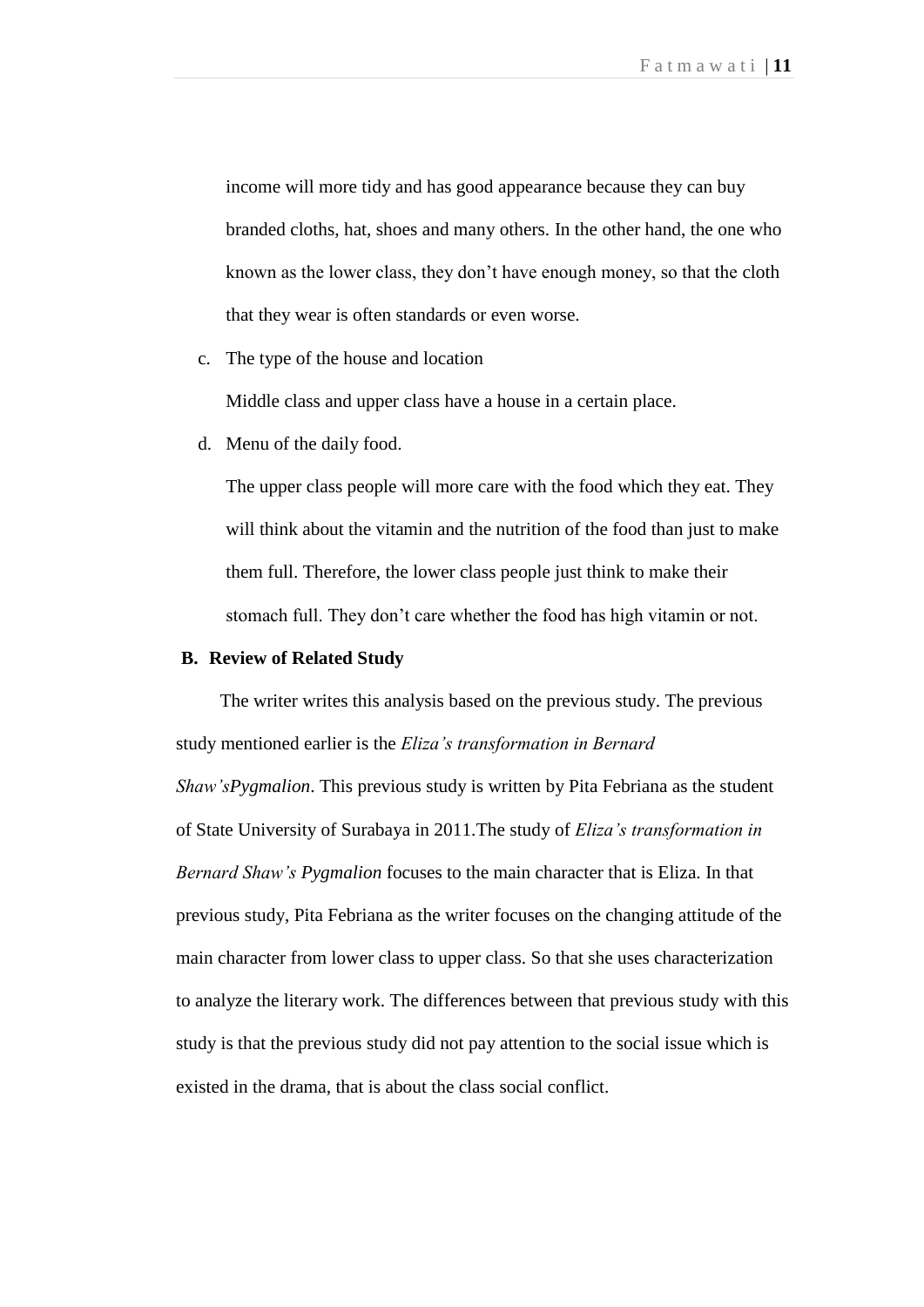income will more tidy and has good appearance because they can buy branded cloths, hat, shoes and many others. In the other hand, the one who known as the lower class, they don't have enough money, so that the cloth that they wear is often standards or even worse.

c. The type of the house and location

   Middle class and upper class have a house in a certain place.

d. Menu of the daily food.

   The upper class people will more care with the food which they eat. They will think about the vitamin and the nutrition of the food than just to make them full. Therefore, the lower class people just think to make their stomach full. They don't care whether the food has high vitamin or not.

## B. Review of Related Study

The writer writes this analysis based on the previous study. The previous study mentioned earlier is the *Eliza's transformation in Bernard Shaw'sPygmalion*. This previous study is written by Pita Febriana as the student of State University of Surabaya in 2011.The study of *Eliza's transformation in Bernard Shaw's Pygmalion* focuses to the main character that is Eliza. In that previous study, Pita Febriana as the writer focuses on the changing attitude of the main character from lower class to upper class. So that she uses characterization to analyze the literary work. The differences between that previous study with this study is that the previous study did not pay attention to the social issue which is existed in the drama, that is about the class social conflict.